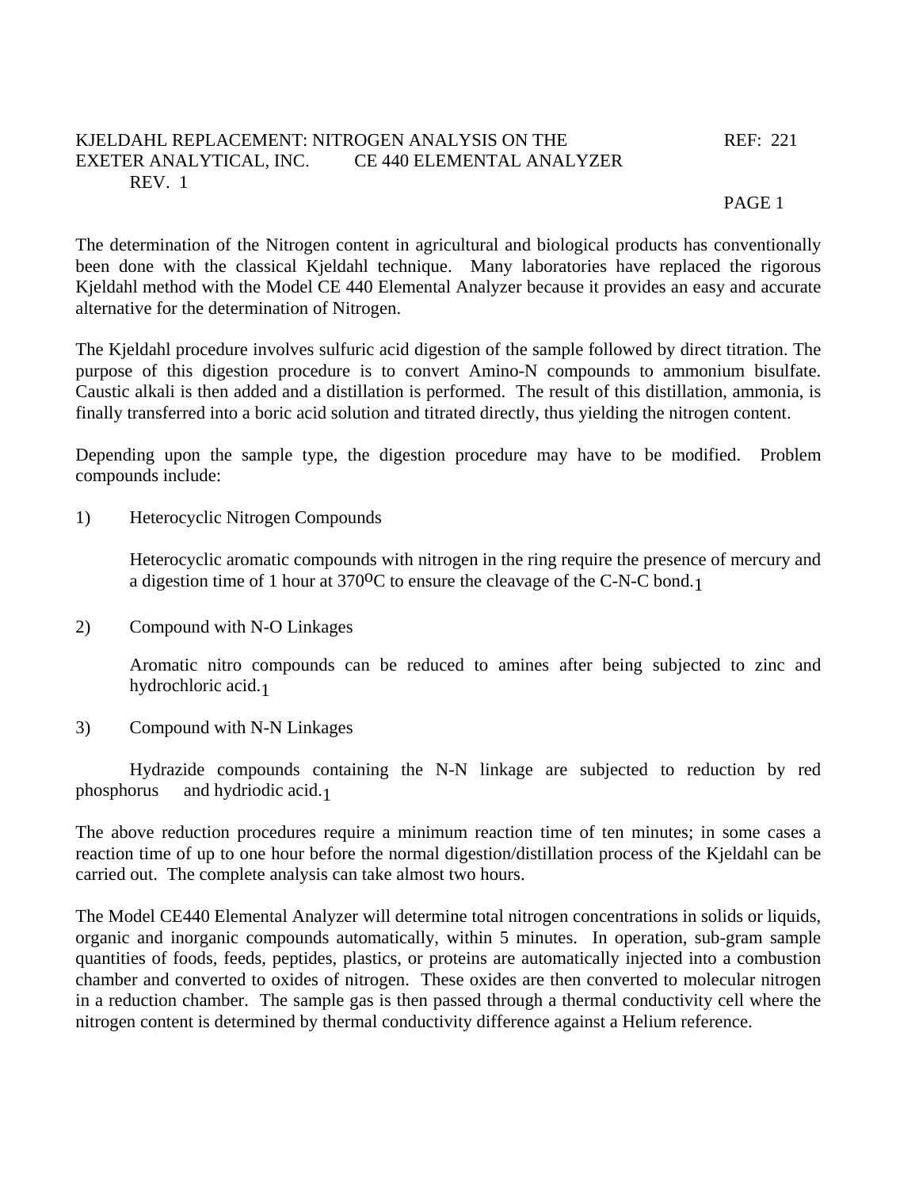KJELDAHL REPLACEMENT: NITROGEN ANALYSIS ON THE EXETER ANALYTICAL, INC. CE 440 ELEMENTAL ANALYZER

REF: 221

REV. 1

The determination of the Nitrogen content in agricultural and biological products has conventionally been done with the classical Kjeldahl technique. Many laboratories have replaced the rigorous Kjeldahl method with the Model CE 440 Elemental Analyzer because it provides an easy and accurate alternative for the determination of Nitrogen.

The Kjeldahl procedure involves sulfuric acid digestion of the sample followed by direct titration. The purpose of this digestion procedure is to convert Amino-N compounds to ammonium bisulfate. Caustic alkali is then added and a distillation is performed. The result of this distillation, ammonia, is finally transferred into a boric acid solution and titrated directly, thus yielding the nitrogen content.

Depending upon the sample type, the digestion procedure may have to be modified. Problem compounds include:

1) Heterocyclic Nitrogen Compounds

   Heterocyclic aromatic compounds with nitrogen in the ring require the presence of mercury and a digestion time of 1 hour at 370$^{o}$C to ensure the cleavage of the C-N-C bond.[1]

2) Compound with N-O Linkages

   Aromatic nitro compounds can be reduced to amines after being subjected to zinc and hydrochloric acid.[1]

3) Compound with N-N Linkages

   Hydrazide compounds containing the N-N linkage are subjected to reduction by red phosphorus and hydriodic acid.[1]

The above reduction procedures require a minimum reaction time of ten minutes; in some cases a reaction time of up to one hour before the normal digestion/distillation process of the Kjeldahl can be carried out. The complete analysis can take almost two hours.

The Model CE440 Elemental Analyzer will determine total nitrogen concentrations in solids or liquids, organic and inorganic compounds automatically, within 5 minutes. In operation, sub-gram sample quantities of foods, feeds, peptides, plastics, or proteins are automatically injected into a combustion chamber and converted to oxides of nitrogen. These oxides are then converted to molecular nitrogen in a reduction chamber. The sample gas is then passed through a thermal conductivity cell where the nitrogen content is determined by thermal conductivity difference against a Helium reference.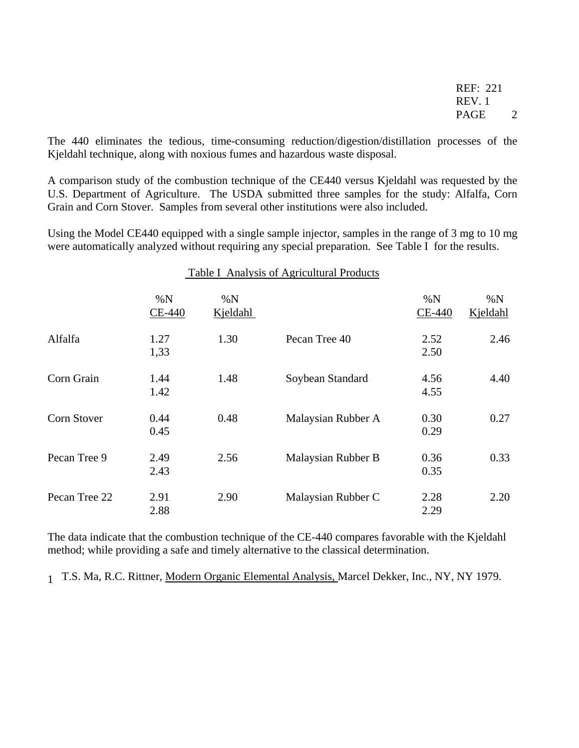The 440 eliminates the tedious, time-consuming reduction/digestion/distillation processes of the Kjeldahl technique, along with noxious fumes and hazardous waste disposal.

A comparison study of the combustion technique of the CE440 versus Kjeldahl was requested by the U.S. Department of Agriculture. The USDA submitted three samples for the study: Alfalfa, Corn Grain and Corn Stover. Samples from several other institutions were also included.

Using the Model CE440 equipped with a single sample injector, samples in the range of 3 mg to 10 mg were automatically analyzed without requiring any special preparation. See Table I for the results.

Table I Analysis of Agricultural Products

| | %N CE-440 | %N Kjeldahl | | %N CE-440 | %N Kjeldahl |
|---|---|---|---|---|---|
| Alfalfa | 1.27<br>1,33 | 1.30 | Pecan Tree 40 | 2.52<br>2.50 | 2.46 |
| Corn Grain | 1.44<br>1.42 | 1.48 | Soybean Standard | 4.56<br>4.55 | 4.40 |
| Corn Stover | 0.44<br>0.45 | 0.48 | Malaysian Rubber A | 0.30<br>0.29 | 0.27 |
| Pecan Tree 9 | 2.49<br>2.43 | 2.56 | Malaysian Rubber B | 0.36<br>0.35 | 0.33 |
| Pecan Tree 22 | 2.91<br>2.88 | 2.90 | Malaysian Rubber C | 2.28<br>2.29 | 2.20 |

The data indicate that the combustion technique of the CE-440 compares favorable with the Kjeldahl method; while providing a safe and timely alternative to the classical determination.

[1] T.S. Ma, R.C. Rittner, Modern Organic Elemental Analysis, Marcel Dekker, Inc., NY, NY 1979.